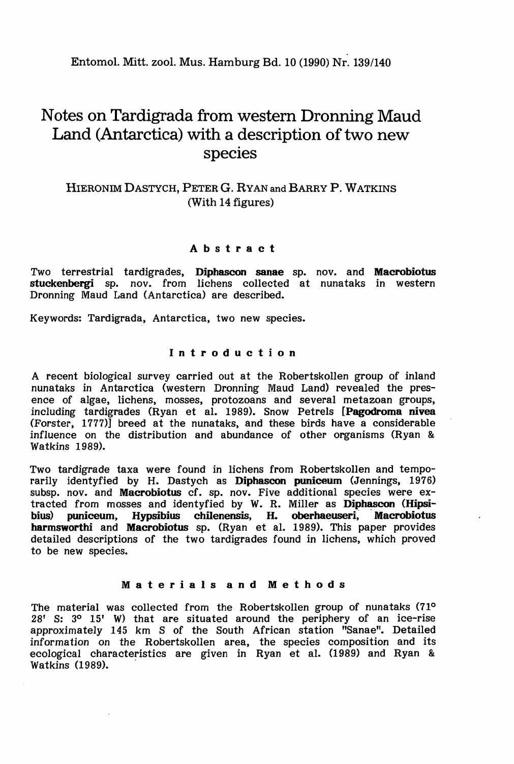# Notes on Tardigrada from western Dronning Maud Land (Antarctica) with a description of two new species

HIERONIM DASTYCH, PETER G. RYAN and BARRY P. WATKINS
(With 14 figures)

## Abstract

Two terrestrial tardigrades, **Diphascon sanae** sp. nov. and **Macrobiotus stuckenbergi** sp. nov. from lichens collected at nunataks in western Dronning Maud Land (Antarctica) are described.

Keywords: Tardigrada, Antarctica, two new species.

## Introduction

A recent biological survey carried out at the Robertskollen group of inland nunataks in Antarctica (western Dronning Maud Land) revealed the presence of algae, lichens, mosses, protozoans and several metazoan groups, including tardigrades (Ryan et al. 1989). Snow Petrels [**Pagodroma nivea** (Forster, 1777)] breed at the nunataks, and these birds have a considerable influence on the distribution and abundance of other organisms (Ryan & Watkins 1989).

Two tardigrade taxa were found in lichens from Robertskollen and temporarily identyfied by H. Dastych as **Diphascon puniceum** (Jennings, 1976) subsp. nov. and **Macrobiotus** cf. sp. nov. Five additional species were extracted from mosses and identyfied by W. R. Miller as **Diphascon (Hipsibius) puniceum, Hypsibius chilenensis, H. oberhaeuseri, Macrobiotus harmsworthi** and **Macrobiotus** sp. (Ryan et al. 1989). This paper provides detailed descriptions of the two tardigrades found in lichens, which proved to be new species.

## Materials and Methods

The material was collected from the Robertskollen group of nunataks (71° 28' S: 3° 15' W) that are situated around the periphery of an ice-rise approximately 145 km S of the South African station "Sanae". Detailed information on the Robertskollen area, the species composition and its ecological characteristics are given in Ryan et al. (1989) and Ryan & Watkins (1989).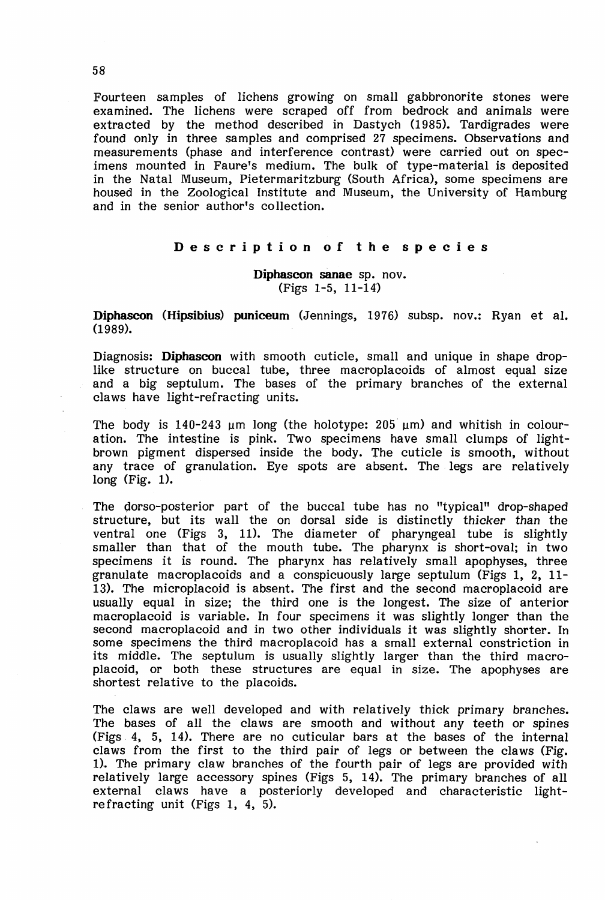Fourteen samples of lichens growing on small gabbronorite stones were examined. The lichens were scraped off from bedrock and animals were extracted by the method described in Dastych (1985). Tardigrades were found only in three samples and comprised 27 specimens. Observations and measurements (phase and interference contrast) were carried out on specimens mounted in Faure's medium. The bulk of type-material is deposited in the Natal Museum, Pietermaritzburg (South Africa), some specimens are housed in the Zoological Institute and Museum, the University of Hamburg and in the senior author's collection.

## Description of the species

### Diphascon sanae sp. nov.
(Figs 1-5, 11-14)

**Diphascon (Hipsibius) puniceum** (Jennings, 1976) subsp. nov.: Ryan et al. (1989).

Diagnosis: **Diphascon** with smooth cuticle, small and unique in shape drop-like structure on buccal tube, three macroplacoids of almost equal size and a big septulum. The bases of the primary branches of the external claws have light-refracting units.

The body is 140-243 µm long (the holotype: 205 µm) and whitish in colouration. The intestine is pink. Two specimens have small clumps of light-brown pigment dispersed inside the body. The cuticle is smooth, without any trace of granulation. Eye spots are absent. The legs are relatively long (Fig. 1).

The dorso-posterior part of the buccal tube has no "typical" drop-shaped structure, but its wall the on dorsal side is distinctly *thicker than* the ventral one (Figs 3, 11). The diameter of pharyngeal tube is slightly smaller than that of the mouth tube. The pharynx is short-oval; in two specimens it is round. The pharynx has relatively small apophyses, three granulate macroplacoids and a conspicuously large septulum (Figs 1, 2, 11-13). The microplacoid is absent. The first and the second macroplacoid are usually equal in size; the third one is the longest. The size of anterior macroplacoid is variable. In four specimens it was slightly longer than the second macroplacoid and in two other individuals it was slightly shorter. In some specimens the third macroplacoid has a small external constriction in its middle. The septulum is usually slightly larger than the third macroplacoid, or both these structures are equal in size. The apophyses are shortest relative to the placoids.

The claws are well developed and with relatively thick primary branches. The bases of all the claws are smooth and without any teeth or spines (Figs 4, 5, 14). There are no cuticular bars at the bases of the internal claws from the first to the third pair of legs or between the claws (Fig. 1). The primary claw branches of the fourth pair of legs are provided with relatively large accessory spines (Figs 5, 14). The primary branches of all external claws have a posteriorly developed and characteristic light-refracting unit (Figs 1, 4, 5).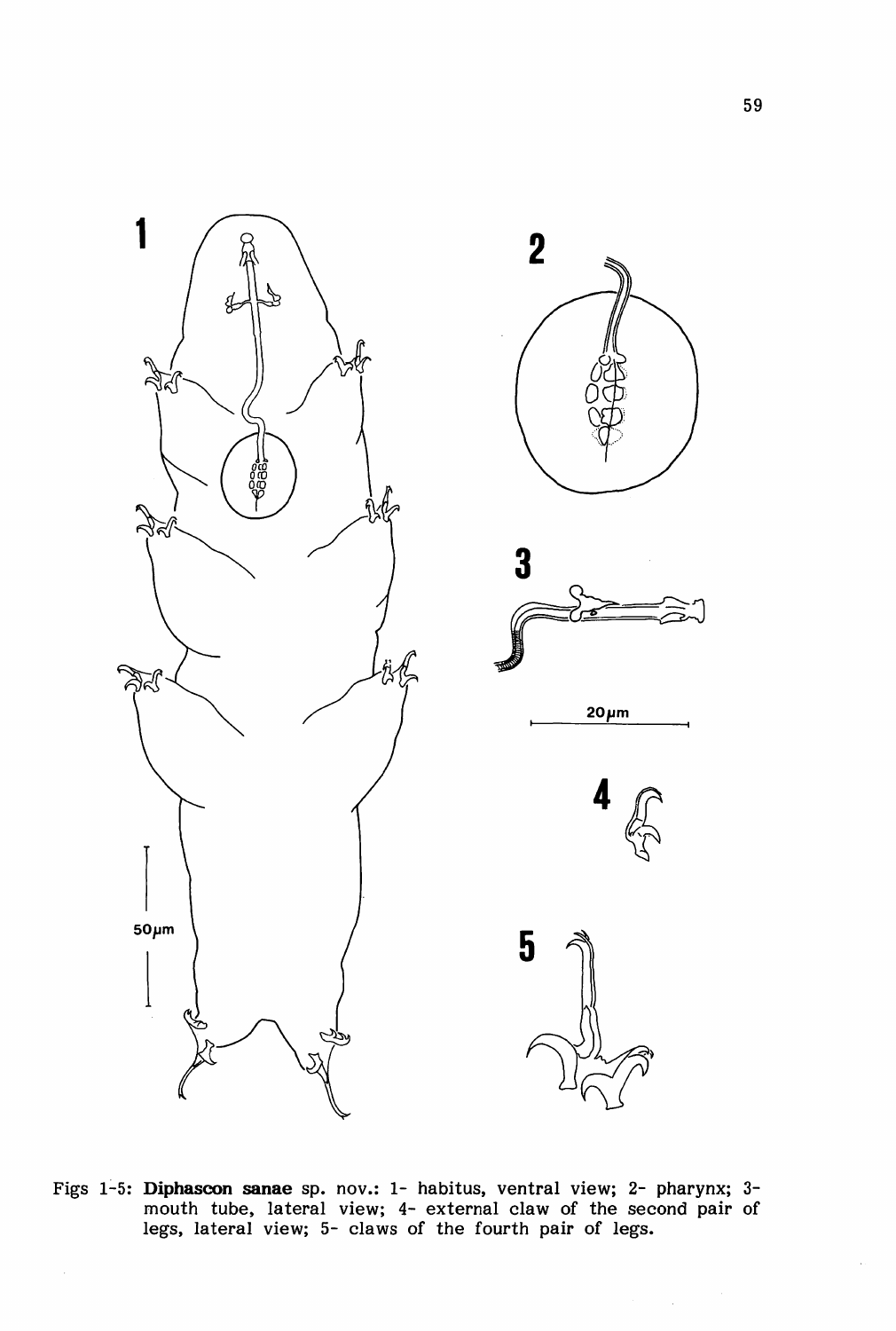Figs 1-5: **Diphascon sanae** sp. nov.: 1- habitus, ventral view; 2- pharynx; 3- mouth tube, lateral view; 4- external claw of the second pair of legs, lateral view; 5- claws of the fourth pair of legs.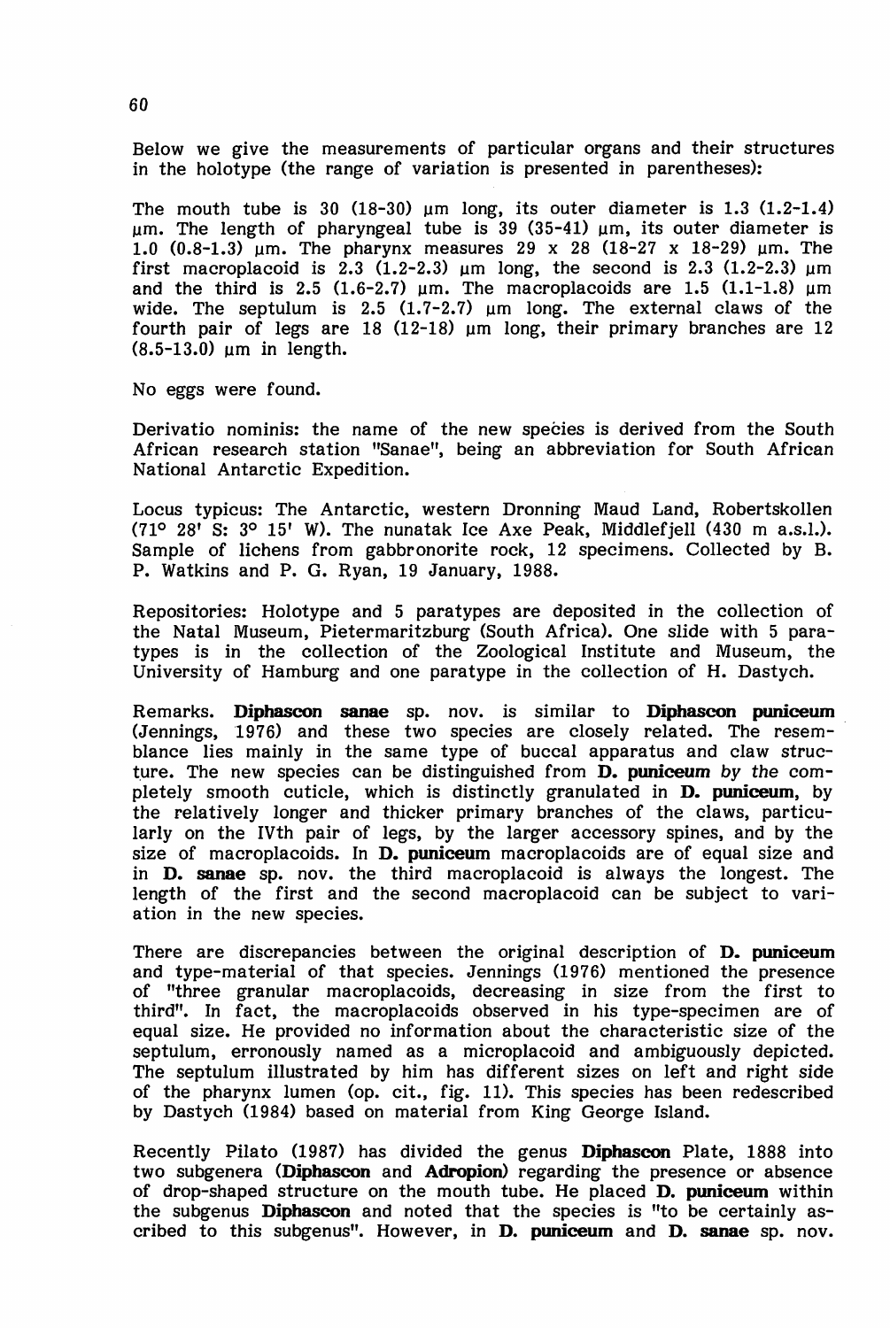Below we give the measurements of particular organs and their structures in the holotype (the range of variation is presented in parentheses):

The mouth tube is 30 (18-30) µm long, its outer diameter is 1.3 (1.2-1.4) µm. The length of pharyngeal tube is 39 (35-41) µm, its outer diameter is 1.0 (0.8-1.3) µm. The pharynx measures 29 x 28 (18-27 x 18-29) µm. The first macroplacoid is 2.3 (1.2-2.3) µm long, the second is 2.3 (1.2-2.3) µm and the third is 2.5 (1.6-2.7) µm. The macroplacoids are 1.5 (1.1-1.8) µm wide. The septulum is 2.5 (1.7-2.7) µm long. The external claws of the fourth pair of legs are 18 (12-18) µm long, their primary branches are 12 (8.5-13.0) µm in length.

No eggs were found.

Derivatio nominis: the name of the new species is derived from the South African research station "Sanae", being an abbreviation for South African National Antarctic Expedition.

Locus typicus: The Antarctic, western Dronning Maud Land, Robertskollen (71° 28' S: 3° 15' W). The nunatak Ice Axe Peak, Middlefjell (430 m a.s.l.). Sample of lichens from gabbronorite rock, 12 specimens. Collected by B. P. Watkins and P. G. Ryan, 19 January, 1988.

Repositories: Holotype and 5 paratypes are deposited in the collection of the Natal Museum, Pietermaritzburg (South Africa). One slide with 5 paratypes is in the collection of the Zoological Institute and Museum, the University of Hamburg and one paratype in the collection of H. Dastych.

Remarks. **Diphascon sanae** sp. nov. is similar to **Diphascon puniceum** (Jennings, 1976) and these two species are closely related. The resemblance lies mainly in the same type of buccal apparatus and claw structure. The new species can be distinguished from **D. puniceum** by the completely smooth cuticle, which is distinctly granulated in **D. puniceum**, by the relatively longer and thicker primary branches of the claws, particularly on the IVth pair of legs, by the larger accessory spines, and by the size of macroplacoids. In **D. puniceum** macroplacoids are of equal size and in **D. sanae** sp. nov. the third macroplacoid is always the longest. The length of the first and the second macroplacoid can be subject to variation in the new species.

There are discrepancies between the original description of **D. puniceum** and type-material of that species. Jennings (1976) mentioned the presence of "three granular macroplacoids, decreasing in size from the first to third". In fact, the macroplacoids observed in his type-specimen are of equal size. He provided no information about the characteristic size of the septulum, erronously named as a microplacoid and ambiguously depicted. The septulum illustrated by him has different sizes on left and right side of the pharynx lumen (op. cit., fig. 11). This species has been redescribed by Dastych (1984) based on material from King George Island.

Recently Pilato (1987) has divided the genus **Diphascon** Plate, 1888 into two subgenera (**Diphascon** and **Adropion**) regarding the presence or absence of drop-shaped structure on the mouth tube. He placed **D. puniceum** within the subgenus **Diphascon** and noted that the species is "to be certainly ascribed to this subgenus". However, in **D. puniceum** and **D. sanae** sp. nov.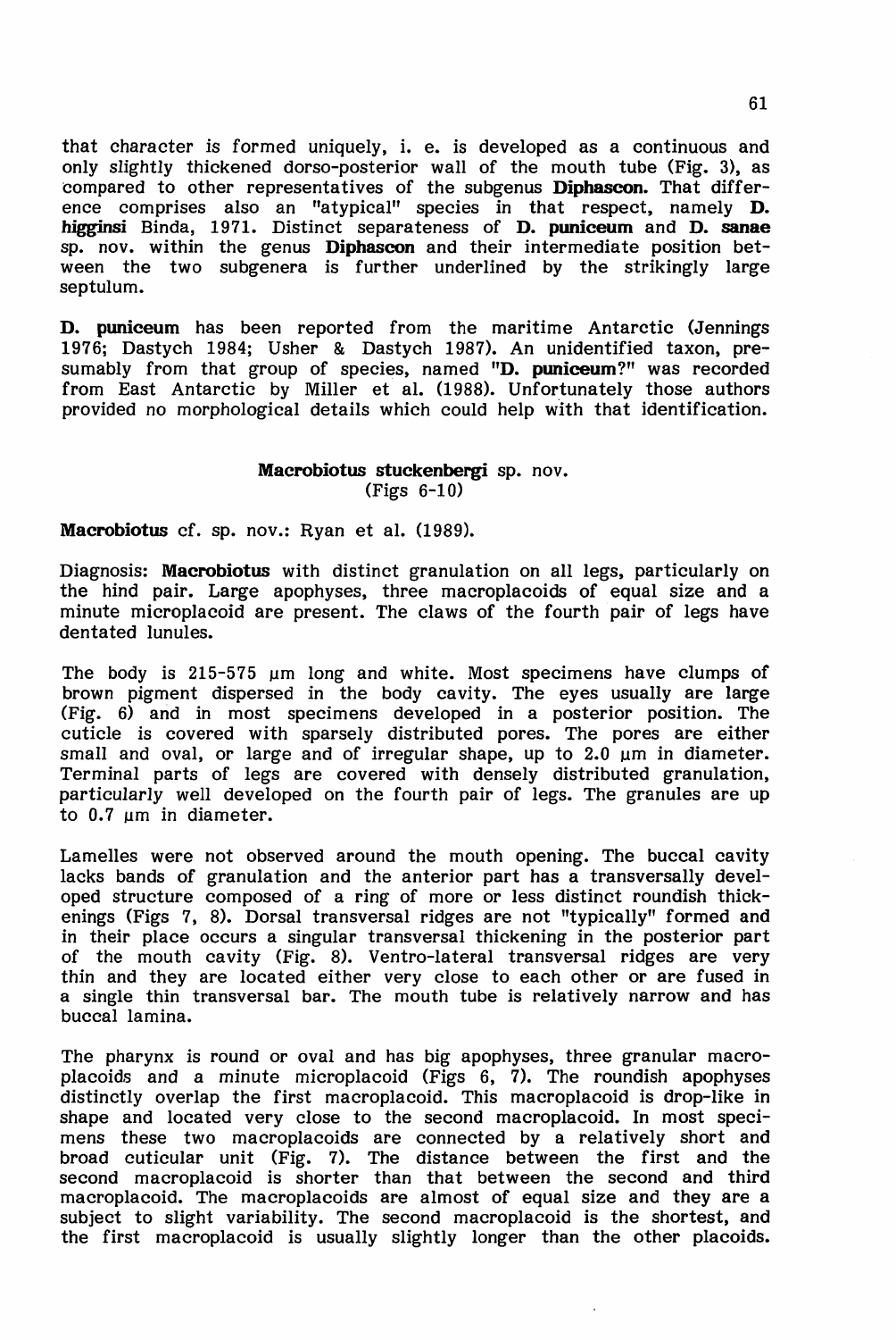that character is formed uniquely, i. e. is developed as a continuous and only slightly thickened dorso-posterior wall of the mouth tube (Fig. 3), as compared to other representatives of the subgenus **Diphascon**. That difference comprises also an "atypical" species in that respect, namely **D. higginsi** Binda, 1971. Distinct separateness of **D. puniceum** and **D. sanae** sp. nov. within the genus **Diphascon** and their intermediate position between the two subgenera is further underlined by the strikingly large septulum.

**D. puniceum** has been reported from the maritime Antarctic (Jennings 1976; Dastych 1984; Usher & Dastych 1987). An unidentified taxon, presumably from that group of species, named "**D. puniceum**?" was recorded from East Antarctic by Miller et al. (1988). Unfortunately those authors provided no morphological details which could help with that identification.

## Macrobiotus stuckenbergi sp. nov.
(Figs 6-10)

**Macrobiotus** cf. sp. nov.: Ryan et al. (1989).

Diagnosis: **Macrobiotus** with distinct granulation on all legs, particularly on the hind pair. Large apophyses, three macroplacoids of equal size and a minute microplacoid are present. The claws of the fourth pair of legs have dentated lunules.

The body is 215-575 µm long and white. Most specimens have clumps of brown pigment dispersed in the body cavity. The eyes usually are large (Fig. 6) and in most specimens developed in a posterior position. The cuticle is covered with sparsely distributed pores. The pores are either small and oval, or large and of irregular shape, up to 2.0 µm in diameter. Terminal parts of legs are covered with densely distributed granulation, particularly well developed on the fourth pair of legs. The granules are up to 0.7 µm in diameter.

Lamelles were not observed around the mouth opening. The buccal cavity lacks bands of granulation and the anterior part has a transversally developed structure composed of a ring of more or less distinct roundish thickenings (Figs 7, 8). Dorsal transversal ridges are not "typically" formed and in their place occurs a singular transversal thickening in the posterior part of the mouth cavity (Fig. 8). Ventro-lateral transversal ridges are very thin and they are located either very close to each other or are fused in a single thin transversal bar. The mouth tube is relatively narrow and has buccal lamina.

The pharynx is round or oval and has big apophyses, three granular macroplacoids and a minute microplacoid (Figs 6, 7). The roundish apophyses distinctly overlap the first macroplacoid. This macroplacoid is drop-like in shape and located very close to the second macroplacoid. In most specimens these two macroplacoids are connected by a relatively short and broad cuticular unit (Fig. 7). The distance between the first and the second macroplacoid is shorter than that between the second and third macroplacoid. The macroplacoids are almost of equal size and they are a subject to slight variability. The second macroplacoid is the shortest, and the first macroplacoid is usually slightly longer than the other placoids.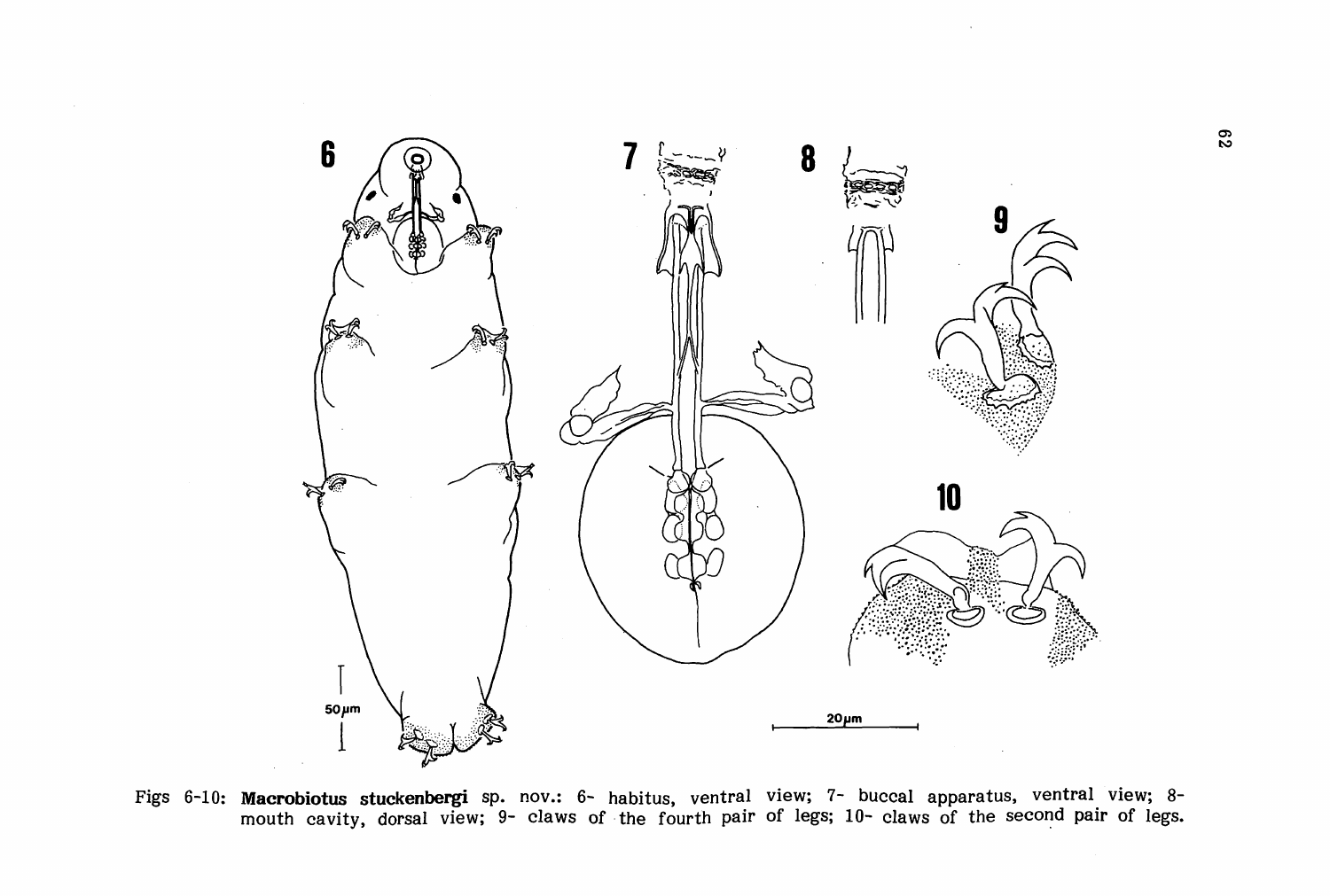Figs 6-10: **Macrobiotus stuckenbergi** sp. nov.: 6- habitus, ventral view; 7- buccal apparatus, ventral view; 8- mouth cavity, dorsal view; 9- claws of the fourth pair of legs; 10- claws of the second pair of legs.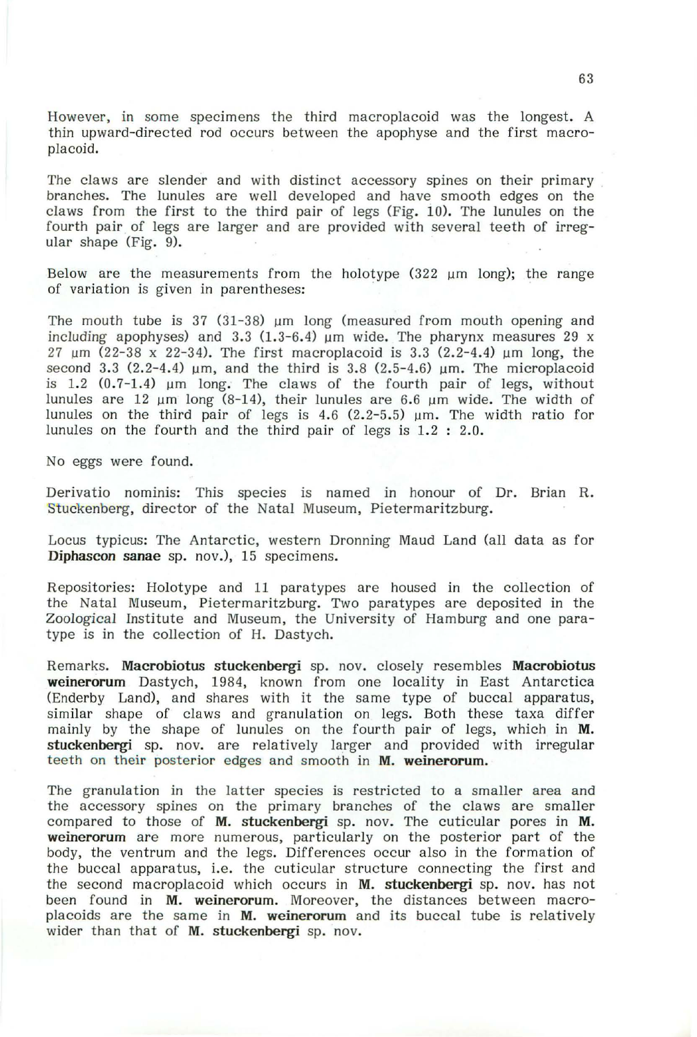However, in some specimens the third macroplacoid was the longest. A thin upward-directed rod occurs between the apophyse and the first macroplacoid.

The claws are slender and with distinct accessory spines on their primary branches. The lunules are well developed and have smooth edges on the claws from the first to the third pair of legs (Fig. 10). The lunules on the fourth pair of legs are larger and are provided with several teeth of irregular shape (Fig. 9).

Below are the measurements from the holotype (322 µm long); the range of variation is given in parentheses:

The mouth tube is 37 (31-38) µm long (measured from mouth opening and including apophyses) and 3.3 (1.3-6.4) µm wide. The pharynx measures 29 x 27 µm (22-38 x 22-34). The first macroplacoid is 3.3 (2.2-4.4) µm long, the second 3.3 (2.2-4.4) µm, and the third is 3.8 (2.5-4.6) µm. The microplacoid is 1.2 (0.7-1.4) µm long. The claws of the fourth pair of legs, without lunules are 12 µm long (8-14), their lunules are 6.6 µm wide. The width of lunules on the third pair of legs is 4.6 (2.2-5.5) µm. The width ratio for lunules on the fourth and the third pair of legs is 1.2 : 2.0.

No eggs were found.

Derivatio nominis: This species is named in honour of Dr. Brian R. Stuckenberg, director of the Natal Museum, Pietermaritzburg.

Locus typicus: The Antarctic, western Dronning Maud Land (all data as for **Diphascon sanae** sp. nov.), 15 specimens.

Repositories: Holotype and 11 paratypes are housed in the collection of the Natal Museum, Pietermaritzburg. Two paratypes are deposited in the Zoological Institute and Museum, the University of Hamburg and one paratype is in the collection of H. Dastych.

Remarks. **Macrobiotus stuckenbergi** sp. nov. closely resembles **Macrobiotus weinerorum** Dastych, 1984, known from one locality in East Antarctica (Enderby Land), and shares with it the same type of buccal apparatus, similar shape of claws and granulation on legs. Both these taxa differ mainly by the shape of lunules on the fourth pair of legs, which in **M. stuckenbergi** sp. nov. are relatively larger and provided with irregular teeth on their posterior edges and smooth in **M. weinerorum**.

The granulation in the latter species is restricted to a smaller area and the accessory spines on the primary branches of the claws are smaller compared to those of **M. stuckenbergi** sp. nov. The cuticular pores in **M. weinerorum** are more numerous, particularly on the posterior part of the body, the ventrum and the legs. Differences occur also in the formation of the buccal apparatus, i.e. the cuticular structure connecting the first and the second macroplacoid which occurs in **M. stuckenbergi** sp. nov. has not been found in **M. weinerorum**. Moreover, the distances between macroplacoids are the same in **M. weinerorum** and its buccal tube is relatively wider than that of **M. stuckenbergi** sp. nov.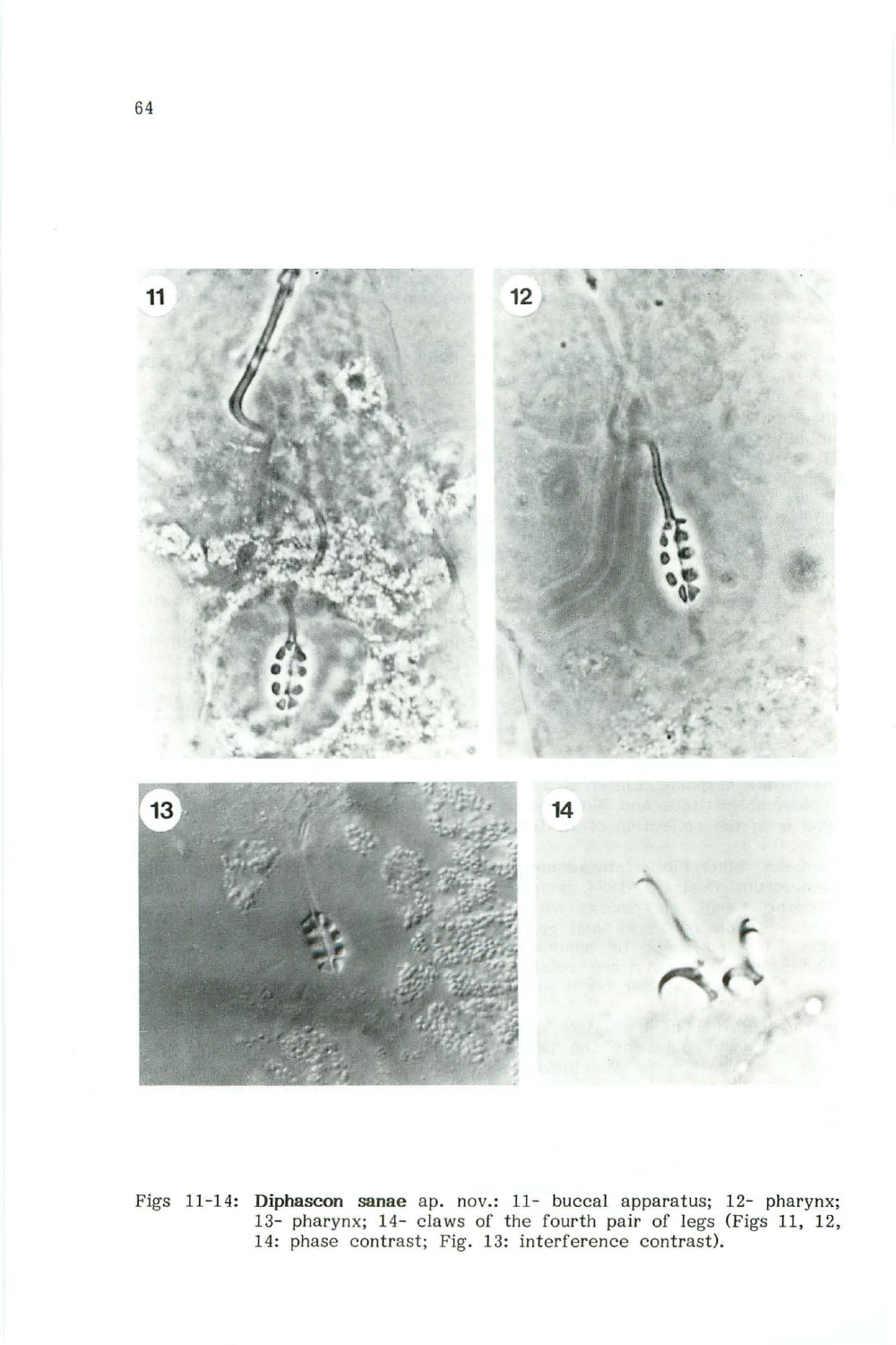Figs 11-14: **Diphascon sanae** ap. nov.: 11- buccal apparatus; 12- pharynx; 13- pharynx; 14- claws of the fourth pair of legs (Figs 11, 12, 14: phase contrast; Fig. 13: interference contrast).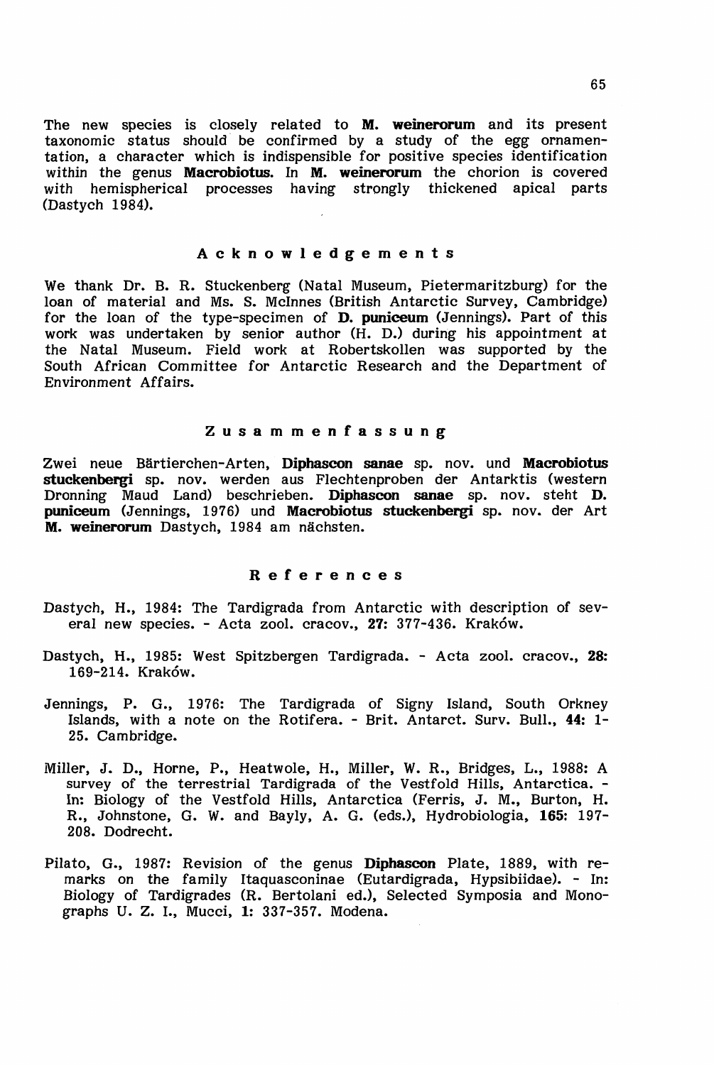The new species is closely related to **M. weinerorum** and its present taxonomic status should be confirmed by a study of the egg ornamentation, a character which is indispensable for positive species identification within the genus **Macrobiotus**. In **M. weinerorum** the chorion is covered with hemispherical processes having strongly thickened apical parts (Dastych 1984).

## Acknowledgements

We thank Dr. B. R. Stuckenberg (Natal Museum, Pietermaritzburg) for the loan of material and Ms. S. McInnes (British Antarctic Survey, Cambridge) for the loan of the type-specimen of **D. puniceum** (Jennings). Part of this work was undertaken by senior author (H. D.) during his appointment at the Natal Museum. Field work at Robertskollen was supported by the South African Committee for Antarctic Research and the Department of Environment Affairs.

## Zusammenfassung

Zwei neue Bärtierchen-Arten, **Diphascon sanae** sp. nov. und **Macrobiotus stuckenbergi** sp. nov. werden aus Flechtenproben der Antarktis (western Dronning Maud Land) beschrieben. **Diphascon sanae** sp. nov. steht **D. puniceum** (Jennings, 1976) und **Macrobiotus stuckenbergi** sp. nov. der Art **M. weinerorum** Dastych, 1984 am nächsten.

## References

Dastych, H., 1984: The Tardigrada from Antarctic with description of several new species. - Acta zool. cracov., **27**: 377-436. Kraków.

Dastych, H., 1985: West Spitzbergen Tardigrada. - Acta zool. cracov., **28**: 169-214. Kraków.

Jennings, P. G., 1976: The Tardigrada of Signy Island, South Orkney Islands, with a note on the Rotifera. - Brit. Antarct. Surv. Bull., **44**: 1-25. Cambridge.

Miller, J. D., Horne, P., Heatwole, H., Miller, W. R., Bridges, L., 1988: A survey of the terrestrial Tardigrada of the Vestfold Hills, Antarctica. - In: Biology of the Vestfold Hills, Antarctica (Ferris, J. M., Burton, H. R., Johnstone, G. W. and Bayly, A. G. (eds.), Hydrobiologia, **165**: 197-208. Dodrecht.

Pilato, G., 1987: Revision of the genus **Diphascon** Plate, 1889, with remarks on the family Itaquasconinae (Eutardigrada, Hypsibiidae). - In: Biology of Tardigrades (R. Bertolani ed.), Selected Symposia and Monographs U. Z. I., Mucci, **1**: 337-357. Modena.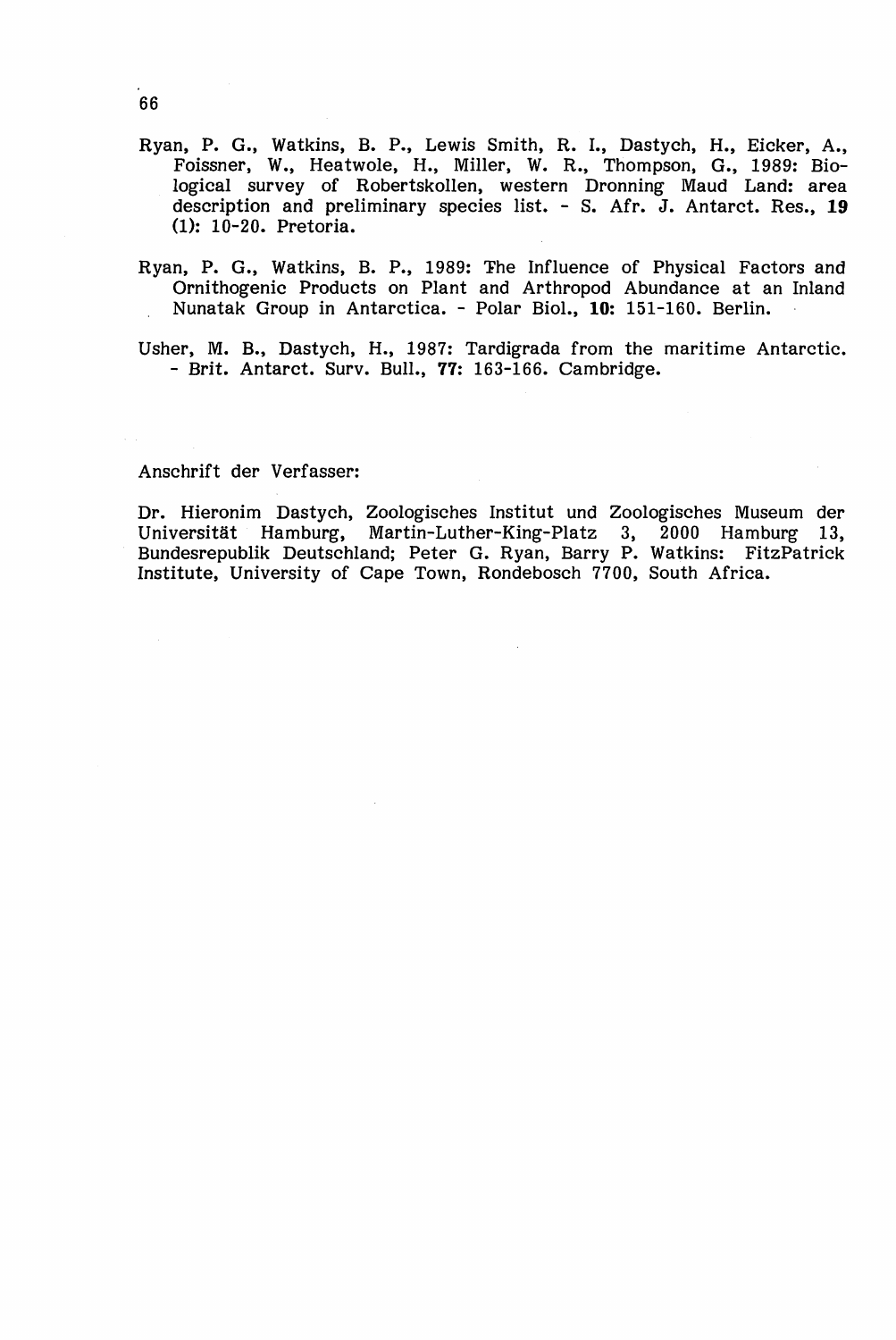Ryan, P. G., Watkins, B. P., Lewis Smith, R. I., Dastych, H., Eicker, A., Foissner, W., Heatwole, H., Miller, W. R., Thompson, G., 1989: Biological survey of Robertskollen, western Dronning Maud Land: area description and preliminary species list. - S. Afr. J. Antarct. Res., **19** (1): 10-20. Pretoria.

Ryan, P. G., Watkins, B. P., 1989: The Influence of Physical Factors and Ornithogenic Products on Plant and Arthropod Abundance at an Inland Nunatak Group in Antarctica. - Polar Biol., **10**: 151-160. Berlin.

Usher, M. B., Dastych, H., 1987: Tardigrada from the maritime Antarctic. - Brit. Antarct. Surv. Bull., **77**: 163-166. Cambridge.

Anschrift der Verfasser:

Dr. Hieronim Dastych, Zoologisches Institut und Zoologisches Museum der Universität Hamburg, Martin-Luther-King-Platz 3, 2000 Hamburg 13, Bundesrepublik Deutschland; Peter G. Ryan, Barry P. Watkins: FitzPatrick Institute, University of Cape Town, Rondebosch 7700, South Africa.